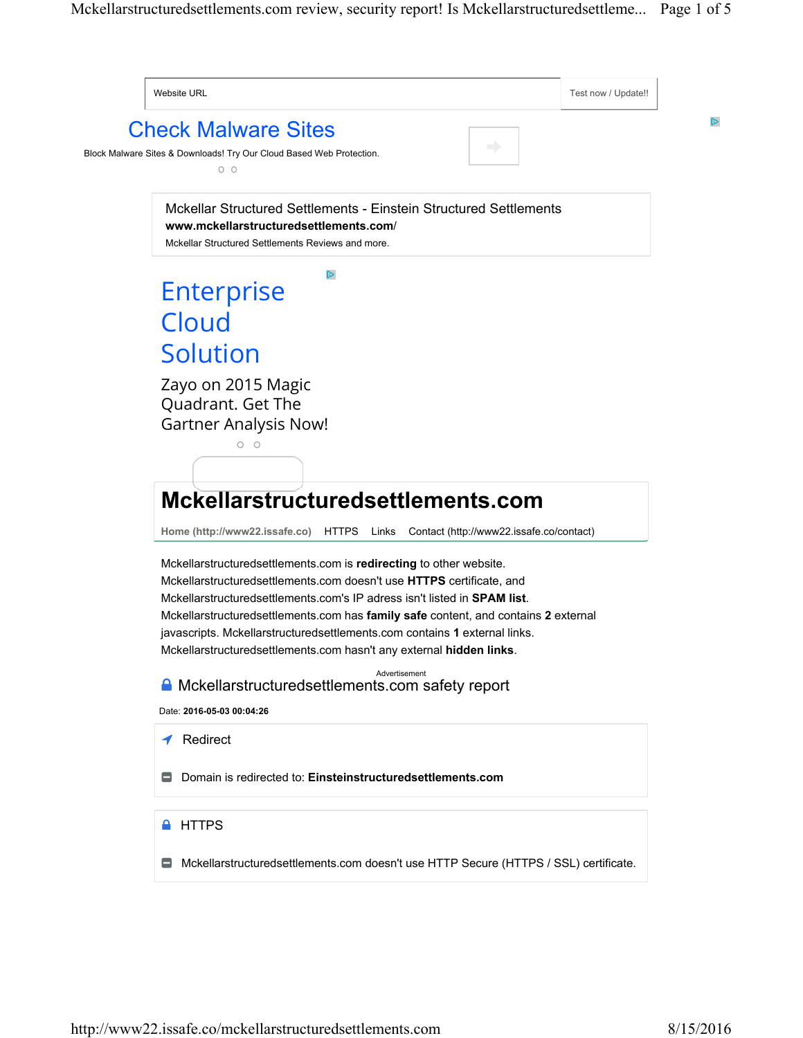Website URL | Test now / Update!!

Check Malware Sites

Block Malware Sites & Downloads! Try Our Cloud Based Web Protection.

Mckellar Structured Settlements - Einstein Structured Settlements
**www.mckellarstructuredsettlements.com/**
Mckellar Structured Settlements Reviews and more.

Enterprise Cloud Solution

Zayo on 2015 Magic Quadrant. Get The Gartner Analysis Now!

# Mckellarstructuredsettlements.com

Home (http://www22.issafe.co) HTTPS Links Contact (http://www22.issafe.co/contact)

Mckellarstructuredsettlements.com is **redirecting** to other website. Mckellarstructuredsettlements.com doesn't use **HTTPS** certificate, and Mckellarstructuredsettlements.com's IP adress isn't listed in **SPAM list**. Mckellarstructuredsettlements.com has **family safe** content, and contains **2** external javascripts. Mckellarstructuredsettlements.com contains **1** external links. Mckellarstructuredsettlements.com hasn't any external **hidden links**.

Advertisement

## Mckellarstructuredsettlements.com safety report

Date: **2016-05-03 00:04:26**

### Redirect

Domain is redirected to: **Einsteinstructuredsettlements.com**

### HTTPS

Mckellarstructuredsettlements.com doesn't use HTTP Secure (HTTPS / SSL) certificate.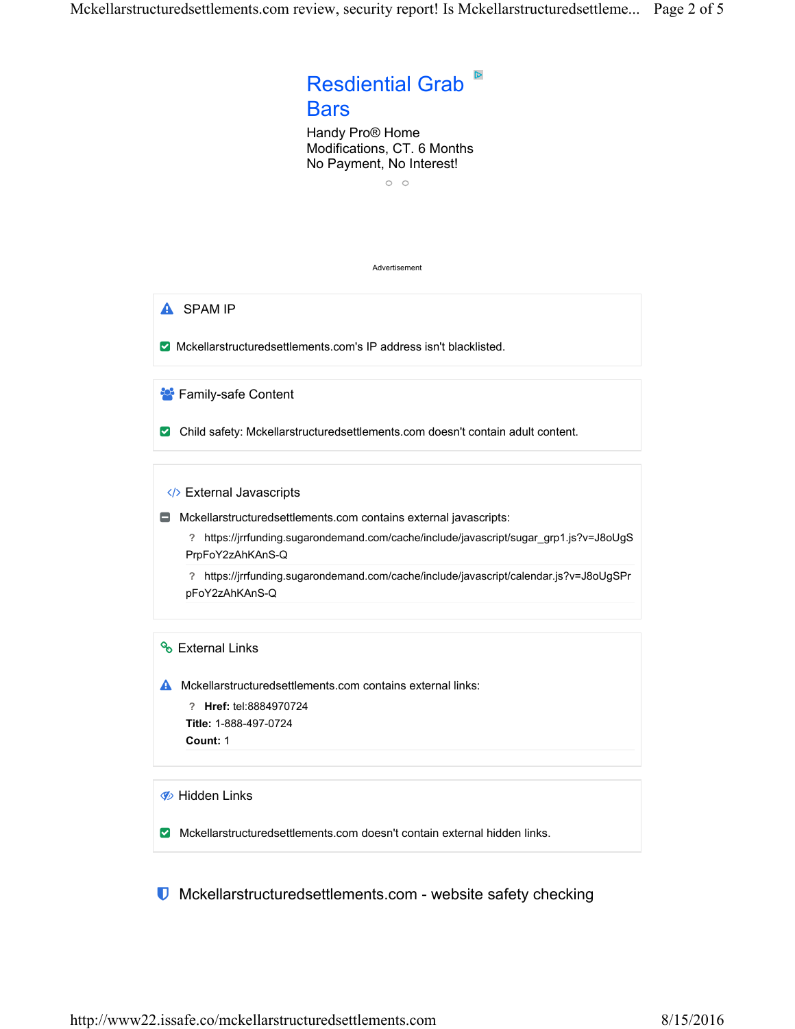Resdiential Grab Bars

Handy Pro® Home Modifications, CT. 6 Months No Payment, No Interest!

Advertisement

### SPAM IP

Mckellarstructuredsettlements.com's IP address isn't blacklisted.

### Family-safe Content

Child safety: Mckellarstructuredsettlements.com doesn't contain adult content.

### External Javascripts

Mckellarstructuredsettlements.com contains external javascripts:

- https://jrrfunding.sugarondemand.com/cache/include/javascript/sugar_grp1.js?v=J8oUgSPrpFoY2zAhKAnS-Q
- https://jrrfunding.sugarondemand.com/cache/include/javascript/calendar.js?v=J8oUgSPrpFoY2zAhKAnS-Q

### External Links

Mckellarstructuredsettlements.com contains external links:

- **Href:** tel:8884970724
  **Title:** 1-888-497-0724
  **Count:** 1

### Hidden Links

Mckellarstructuredsettlements.com doesn't contain external hidden links.

## Mckellarstructuredsettlements.com - website safety checking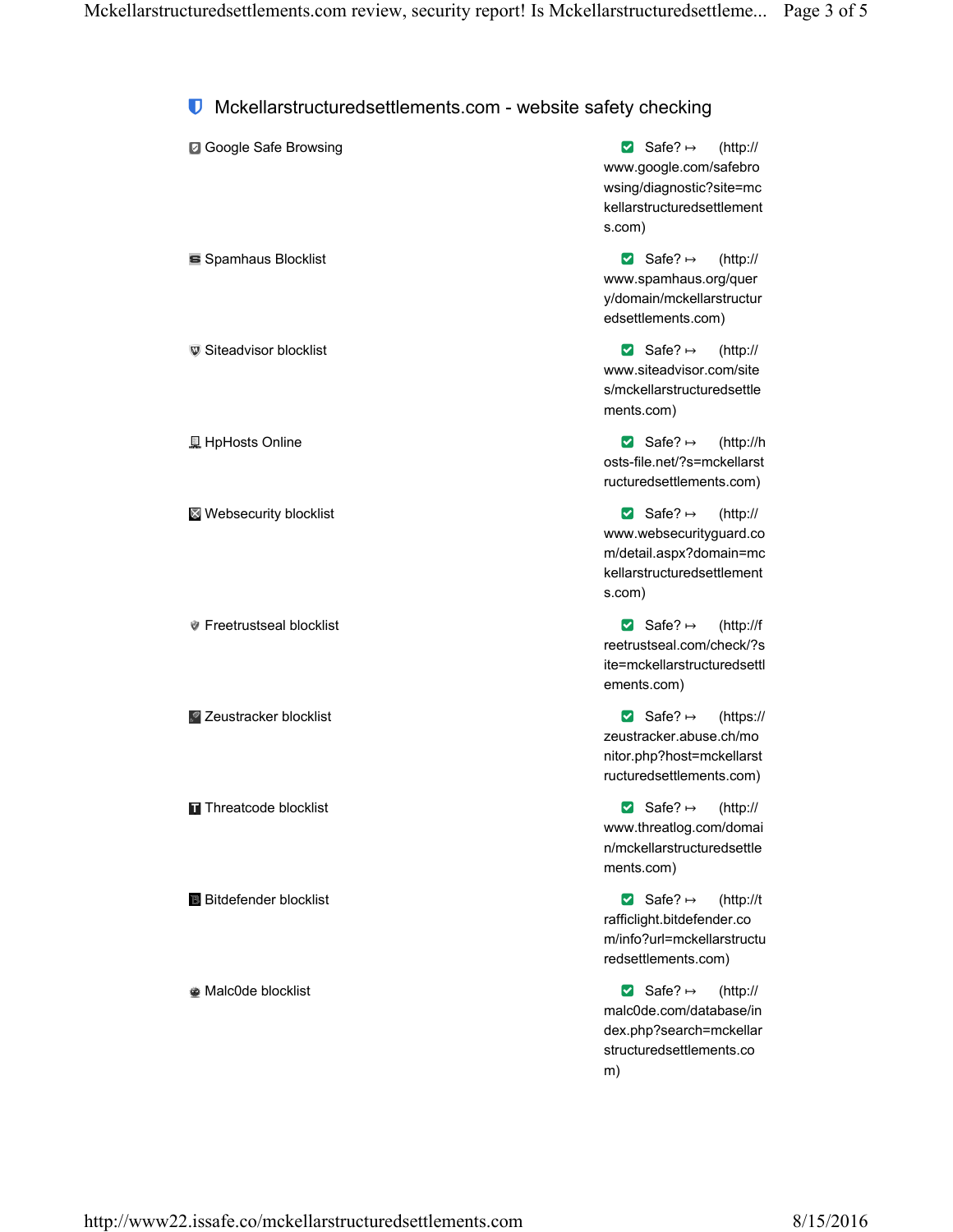## Mckellarstructuredsettlements.com - website safety checking

| | |
|---|---|
| Google Safe Browsing | Safe? ↦ (http://www.google.com/safebrowsing/diagnostic?site=mckellarstructuredsettlements.com) |
| Spamhaus Blocklist | Safe? ↦ (http://www.spamhaus.org/query/domain/mckellarstructuredsettlements.com) |
| Siteadvisor blocklist | Safe? ↦ (http://www.siteadvisor.com/sites/mckellarstructuredsettlements.com) |
| HpHosts Online | Safe? ↦ (http://hosts-file.net/?s=mckellarstructuredsettlements.com) |
| Websecurity blocklist | Safe? ↦ (http://www.websecurityguard.com/detail.aspx?domain=mckellarstructuredsettlements.com) |
| Freetrustseal blocklist | Safe? ↦ (http://freetrustseal.com/check/?site=mckellarstructuredsettlements.com) |
| Zeustracker blocklist | Safe? ↦ (https://zeustracker.abuse.ch/monitor.php?host=mckellarstructuredsettlements.com) |
| Threatcode blocklist | Safe? ↦ (http://www.threatlog.com/domain/mckellarstructuredsettlements.com) |
| Bitdefender blocklist | Safe? ↦ (http://trafficlight.bitdefender.com/info?url=mckellarstructuredsettlements.com) |
| Malc0de blocklist | Safe? ↦ (http://malc0de.com/database/index.php?search=mckellarstructuredsettlements.com) |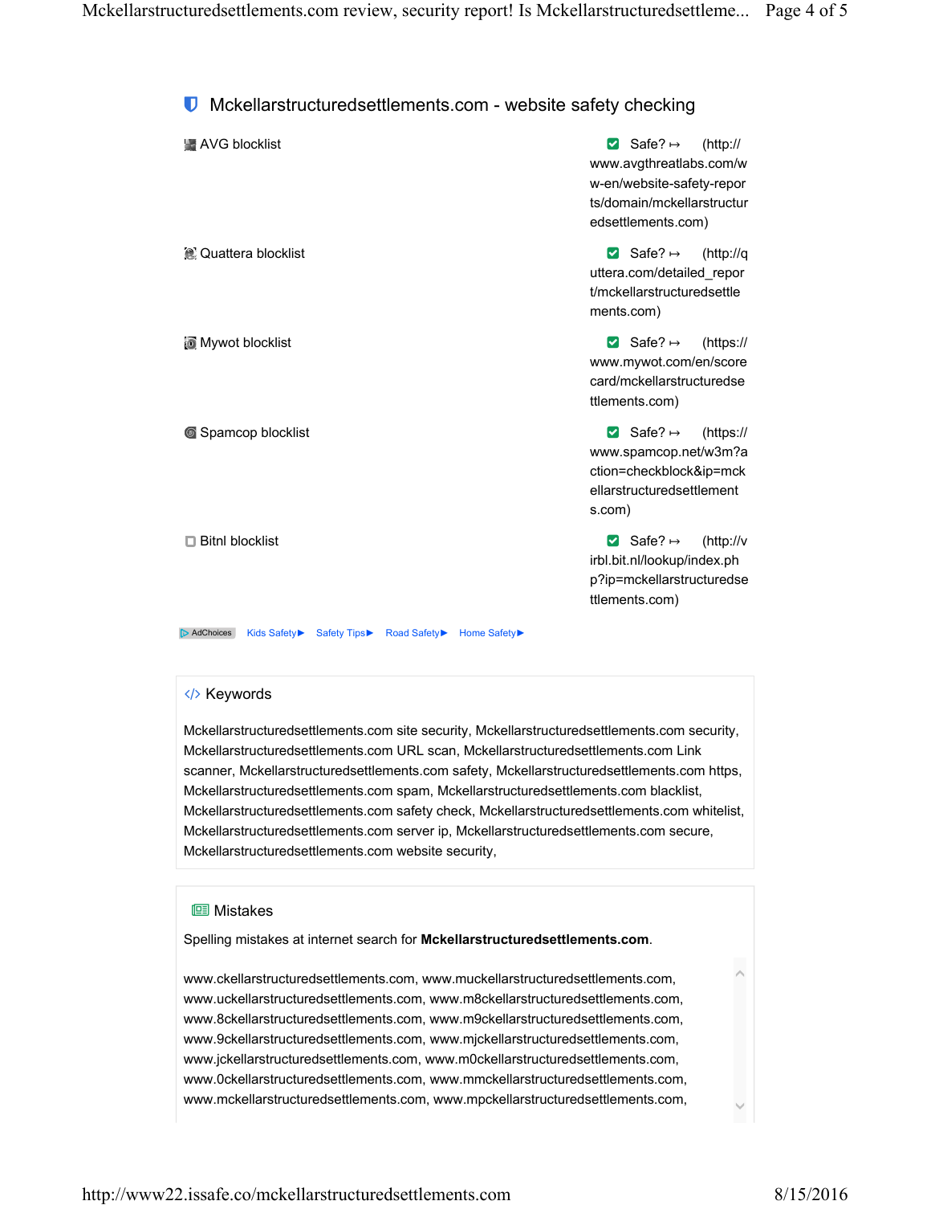## Mckellarstructuredsettlements.com - website safety checking

| | |
|---|---|
| AVG blocklist | Safe? ↦ (http://www.avgthreatlabs.com/ww-en/website-safety-reports/domain/mckellarstructuredsettlements.com) |
| Quattera blocklist | Safe? ↦ (http://quttera.com/detailed_report/mckellarstructuredsettlements.com) |
| Mywot blocklist | Safe? ↦ (https://www.mywot.com/en/scorecard/mckellarstructuredsettlements.com) |
| Spamcop blocklist | Safe? ↦ (https://www.spamcop.net/w3m?action=checkblock&ip=mckellarstructuredsettlements.com) |
| Bitnl blocklist | Safe? ↦ (http://virbl.bit.nl/lookup/index.php?ip=mckellarstructuredsettlements.com) |

AdChoices Kids Safety▶ Safety Tips▶ Road Safety▶ Home Safety▶

### Keywords

Mckellarstructuredsettlements.com site security, Mckellarstructuredsettlements.com security, Mckellarstructuredsettlements.com URL scan, Mckellarstructuredsettlements.com Link scanner, Mckellarstructuredsettlements.com safety, Mckellarstructuredsettlements.com https, Mckellarstructuredsettlements.com spam, Mckellarstructuredsettlements.com blacklist, Mckellarstructuredsettlements.com safety check, Mckellarstructuredsettlements.com whitelist, Mckellarstructuredsettlements.com server ip, Mckellarstructuredsettlements.com secure, Mckellarstructuredsettlements.com website security,

### Mistakes

Spelling mistakes at internet search for **Mckellarstructuredsettlements.com**.

www.ckellarstructuredsettlements.com, www.muckellarstructuredsettlements.com, www.uckellarstructuredsettlements.com, www.m8ckellarstructuredsettlements.com, www.8ckellarstructuredsettlements.com, www.m9ckellarstructuredsettlements.com, www.9ckellarstructuredsettlements.com, www.mjckellarstructuredsettlements.com, www.jckellarstructuredsettlements.com, www.m0ckellarstructuredsettlements.com, www.0ckellarstructuredsettlements.com, www.mmckellarstructuredsettlements.com, www.mckellarstructuredsettlements.com, www.mpckellarstructuredsettlements.com,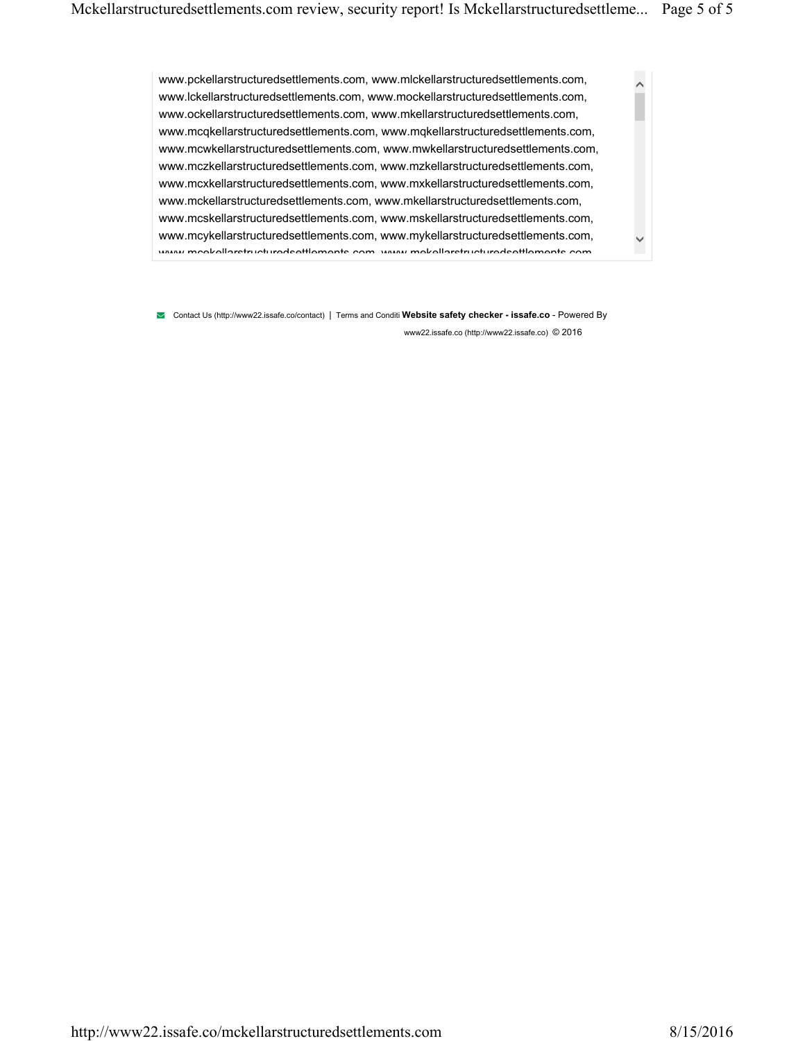www.pckellarstructuredsettlements.com, www.mlckellarstructuredsettlements.com, www.lckellarstructuredsettlements.com, www.mockellarstructuredsettlements.com, www.ockellarstructuredsettlements.com, www.mkellarstructuredsettlements.com, www.mcqkellarstructuredsettlements.com, www.mqkellarstructuredsettlements.com, www.mcwkellarstructuredsettlements.com, www.mwkellarstructuredsettlements.com, www.mczkellarstructuredsettlements.com, www.mzkellarstructuredsettlements.com, www.mcxkellarstructuredsettlements.com, www.mxkellarstructuredsettlements.com, www.mckellarstructuredsettlements.com, www.mkellarstructuredsettlements.com, www.mcskellarstructuredsettlements.com, www.mskellarstructuredsettlements.com, www.mcykellarstructuredsettlements.com, www.mykellarstructuredsettlements.com,

Contact Us (http://www22.issafe.co/contact) | Terms and Conditi **Website safety checker - issafe.co** - Powered By www22.issafe.co (http://www22.issafe.co) © 2016